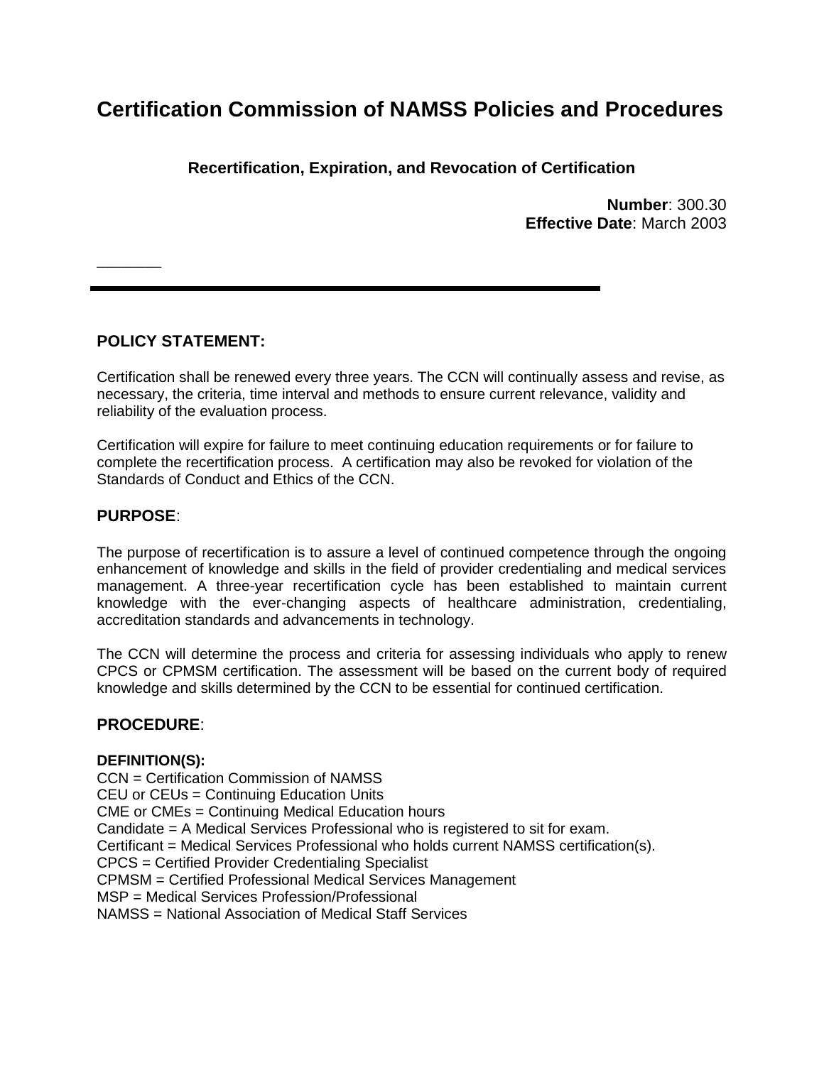# Certification Commission of NAMSS Policies and Procedures

## Recertification, Expiration, and Revocation of Certification

**Number**: 300.30
**Effective Date**: March 2003

---

### POLICY STATEMENT:

Certification shall be renewed every three years. The CCN will continually assess and revise, as necessary, the criteria, time interval and methods to ensure current relevance, validity and reliability of the evaluation process.

Certification will expire for failure to meet continuing education requirements or for failure to complete the recertification process. A certification may also be revoked for violation of the Standards of Conduct and Ethics of the CCN.

### PURPOSE:

The purpose of recertification is to assure a level of continued competence through the ongoing enhancement of knowledge and skills in the field of provider credentialing and medical services management. A three-year recertification cycle has been established to maintain current knowledge with the ever-changing aspects of healthcare administration, credentialing, accreditation standards and advancements in technology.

The CCN will determine the process and criteria for assessing individuals who apply to renew CPCS or CPMSM certification. The assessment will be based on the current body of required knowledge and skills determined by the CCN to be essential for continued certification.

### PROCEDURE:

**DEFINITION(S):**
CCN = Certification Commission of NAMSS
CEU or CEUs = Continuing Education Units
CME or CMEs = Continuing Medical Education hours
Candidate = A Medical Services Professional who is registered to sit for exam.
Certificant = Medical Services Professional who holds current NAMSS certification(s).
CPCS = Certified Provider Credentialing Specialist
CPMSM = Certified Professional Medical Services Management
MSP = Medical Services Profession/Professional
NAMSS = National Association of Medical Staff Services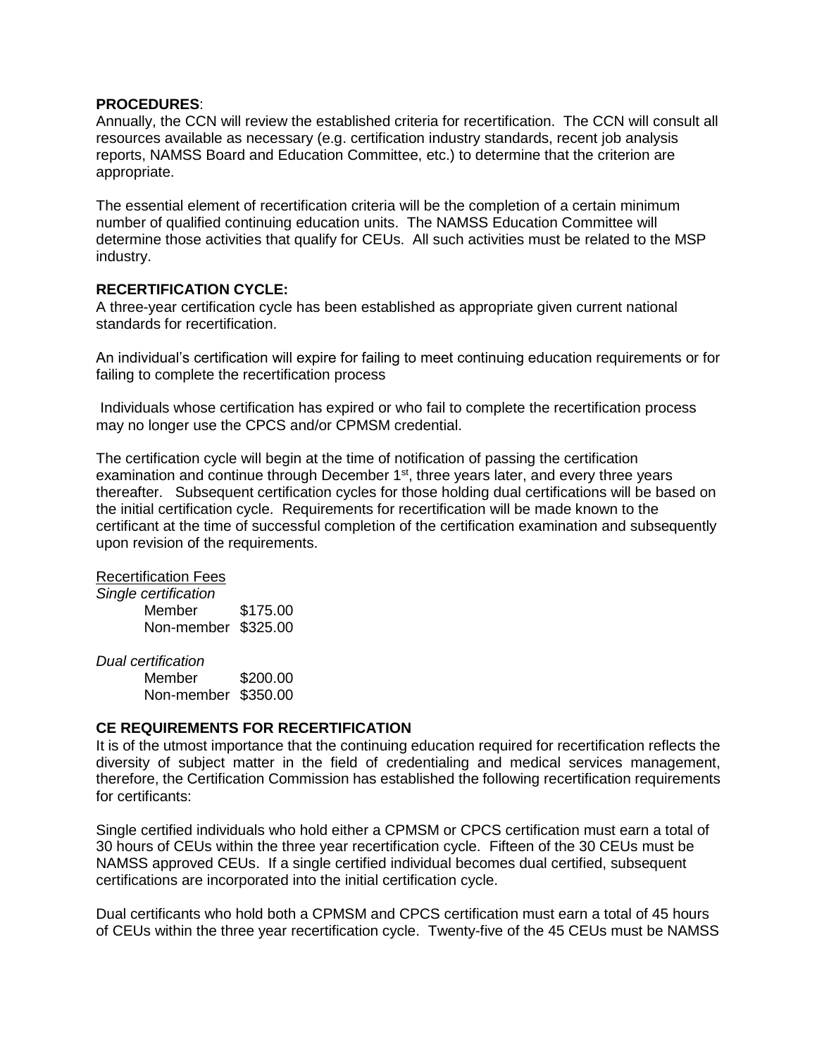**PROCEDURES**:

Annually, the CCN will review the established criteria for recertification. The CCN will consult all resources available as necessary (e.g. certification industry standards, recent job analysis reports, NAMSS Board and Education Committee, etc.) to determine that the criterion are appropriate.

The essential element of recertification criteria will be the completion of a certain minimum number of qualified continuing education units. The NAMSS Education Committee will determine those activities that qualify for CEUs. All such activities must be related to the MSP industry.

**RECERTIFICATION CYCLE:**

A three-year certification cycle has been established as appropriate given current national standards for recertification.

An individual's certification will expire for failing to meet continuing education requirements or for failing to complete the recertification process

Individuals whose certification has expired or who fail to complete the recertification process may no longer use the CPCS and/or CPMSM credential.

The certification cycle will begin at the time of notification of passing the certification examination and continue through December 1st, three years later, and every three years thereafter. Subsequent certification cycles for those holding dual certifications will be based on the initial certification cycle. Requirements for recertification will be made known to the certificant at the time of successful completion of the certification examination and subsequently upon revision of the requirements.

Recertification Fees

*Single certification*

| | |
|---|---|
| Member | $175.00 |
| Non-member | $325.00 |

*Dual certification*

| | |
|---|---|
| Member | $200.00 |
| Non-member | $350.00 |

**CE REQUIREMENTS FOR RECERTIFICATION**

It is of the utmost importance that the continuing education required for recertification reflects the diversity of subject matter in the field of credentialing and medical services management, therefore, the Certification Commission has established the following recertification requirements for certificants:

Single certified individuals who hold either a CPMSM or CPCS certification must earn a total of 30 hours of CEUs within the three year recertification cycle. Fifteen of the 30 CEUs must be NAMSS approved CEUs. If a single certified individual becomes dual certified, subsequent certifications are incorporated into the initial certification cycle.

Dual certificants who hold both a CPMSM and CPCS certification must earn a total of 45 hours of CEUs within the three year recertification cycle. Twenty-five of the 45 CEUs must be NAMSS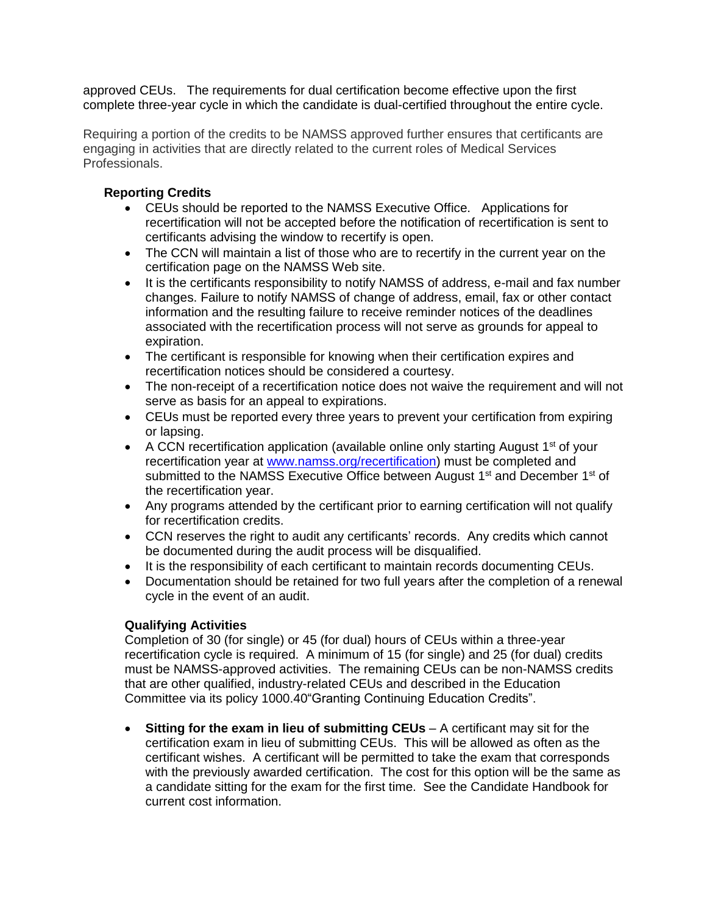approved CEUs. The requirements for dual certification become effective upon the first complete three-year cycle in which the candidate is dual-certified throughout the entire cycle.

Requiring a portion of the credits to be NAMSS approved further ensures that certificants are engaging in activities that are directly related to the current roles of Medical Services Professionals.

**Reporting Credits**

- CEUs should be reported to the NAMSS Executive Office. Applications for recertification will not be accepted before the notification of recertification is sent to certificants advising the window to recertify is open.
- The CCN will maintain a list of those who are to recertify in the current year on the certification page on the NAMSS Web site.
- It is the certificants responsibility to notify NAMSS of address, e-mail and fax number changes. Failure to notify NAMSS of change of address, email, fax or other contact information and the resulting failure to receive reminder notices of the deadlines associated with the recertification process will not serve as grounds for appeal to expiration.
- The certificant is responsible for knowing when their certification expires and recertification notices should be considered a courtesy.
- The non-receipt of a recertification notice does not waive the requirement and will not serve as basis for an appeal to expirations.
- CEUs must be reported every three years to prevent your certification from expiring or lapsing.
- A CCN recertification application (available online only starting August 1st of your recertification year at [www.namss.org/recertification](www.namss.org/recertification)) must be completed and submitted to the NAMSS Executive Office between August 1st and December 1st of the recertification year.
- Any programs attended by the certificant prior to earning certification will not qualify for recertification credits.
- CCN reserves the right to audit any certificants' records. Any credits which cannot be documented during the audit process will be disqualified.
- It is the responsibility of each certificant to maintain records documenting CEUs.
- Documentation should be retained for two full years after the completion of a renewal cycle in the event of an audit.

**Qualifying Activities**

Completion of 30 (for single) or 45 (for dual) hours of CEUs within a three-year recertification cycle is required. A minimum of 15 (for single) and 25 (for dual) credits must be NAMSS-approved activities. The remaining CEUs can be non-NAMSS credits that are other qualified, industry-related CEUs and described in the Education Committee via its policy 1000.40"Granting Continuing Education Credits".

- **Sitting for the exam in lieu of submitting CEUs** – A certificant may sit for the certification exam in lieu of submitting CEUs. This will be allowed as often as the certificant wishes. A certificant will be permitted to take the exam that corresponds with the previously awarded certification. The cost for this option will be the same as a candidate sitting for the exam for the first time. See the Candidate Handbook for current cost information.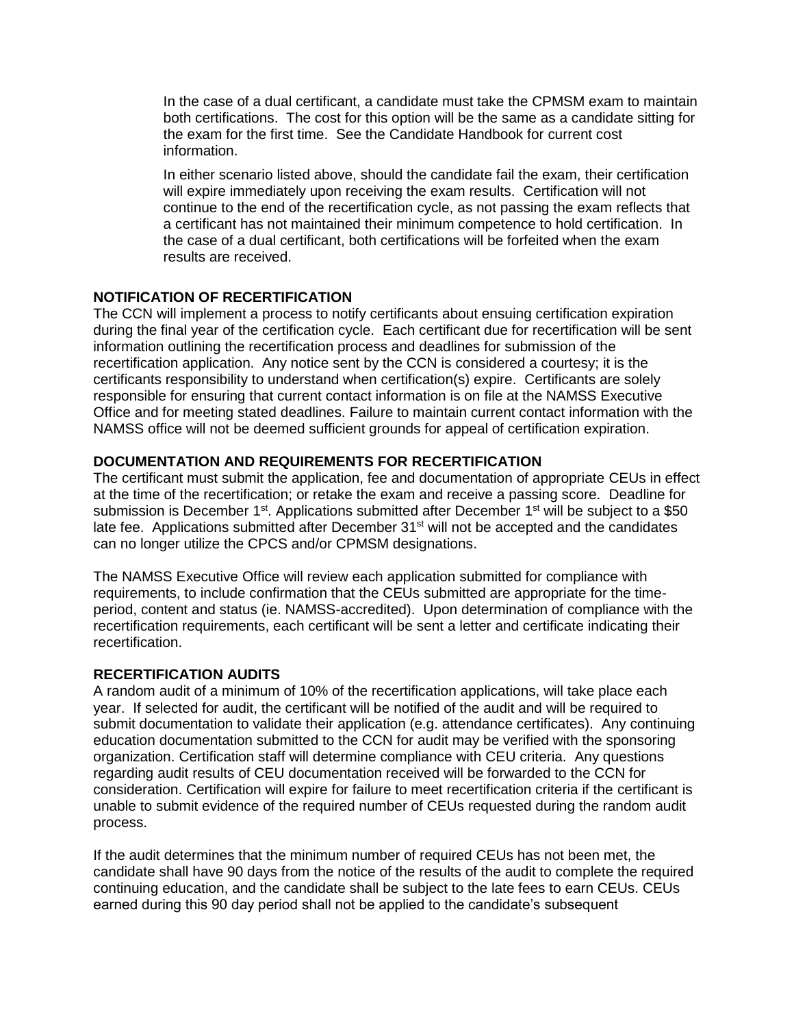In the case of a dual certificant, a candidate must take the CPMSM exam to maintain both certifications. The cost for this option will be the same as a candidate sitting for the exam for the first time. See the Candidate Handbook for current cost information.

In either scenario listed above, should the candidate fail the exam, their certification will expire immediately upon receiving the exam results. Certification will not continue to the end of the recertification cycle, as not passing the exam reflects that a certificant has not maintained their minimum competence to hold certification. In the case of a dual certificant, both certifications will be forfeited when the exam results are received.

**NOTIFICATION OF RECERTIFICATION**

The CCN will implement a process to notify certificants about ensuing certification expiration during the final year of the certification cycle. Each certificant due for recertification will be sent information outlining the recertification process and deadlines for submission of the recertification application. Any notice sent by the CCN is considered a courtesy; it is the certificants responsibility to understand when certification(s) expire. Certificants are solely responsible for ensuring that current contact information is on file at the NAMSS Executive Office and for meeting stated deadlines. Failure to maintain current contact information with the NAMSS office will not be deemed sufficient grounds for appeal of certification expiration.

**DOCUMENTATION AND REQUIREMENTS FOR RECERTIFICATION**

The certificant must submit the application, fee and documentation of appropriate CEUs in effect at the time of the recertification; or retake the exam and receive a passing score. Deadline for submission is December 1st. Applications submitted after December 1st will be subject to a $50 late fee. Applications submitted after December 31st will not be accepted and the candidates can no longer utilize the CPCS and/or CPMSM designations.

The NAMSS Executive Office will review each application submitted for compliance with requirements, to include confirmation that the CEUs submitted are appropriate for the time-period, content and status (ie. NAMSS-accredited). Upon determination of compliance with the recertification requirements, each certificant will be sent a letter and certificate indicating their recertification.

**RECERTIFICATION AUDITS**

A random audit of a minimum of 10% of the recertification applications, will take place each year. If selected for audit, the certificant will be notified of the audit and will be required to submit documentation to validate their application (e.g. attendance certificates). Any continuing education documentation submitted to the CCN for audit may be verified with the sponsoring organization. Certification staff will determine compliance with CEU criteria. Any questions regarding audit results of CEU documentation received will be forwarded to the CCN for consideration. Certification will expire for failure to meet recertification criteria if the certificant is unable to submit evidence of the required number of CEUs requested during the random audit process.

If the audit determines that the minimum number of required CEUs has not been met, the candidate shall have 90 days from the notice of the results of the audit to complete the required continuing education, and the candidate shall be subject to the late fees to earn CEUs. CEUs earned during this 90 day period shall not be applied to the candidate's subsequent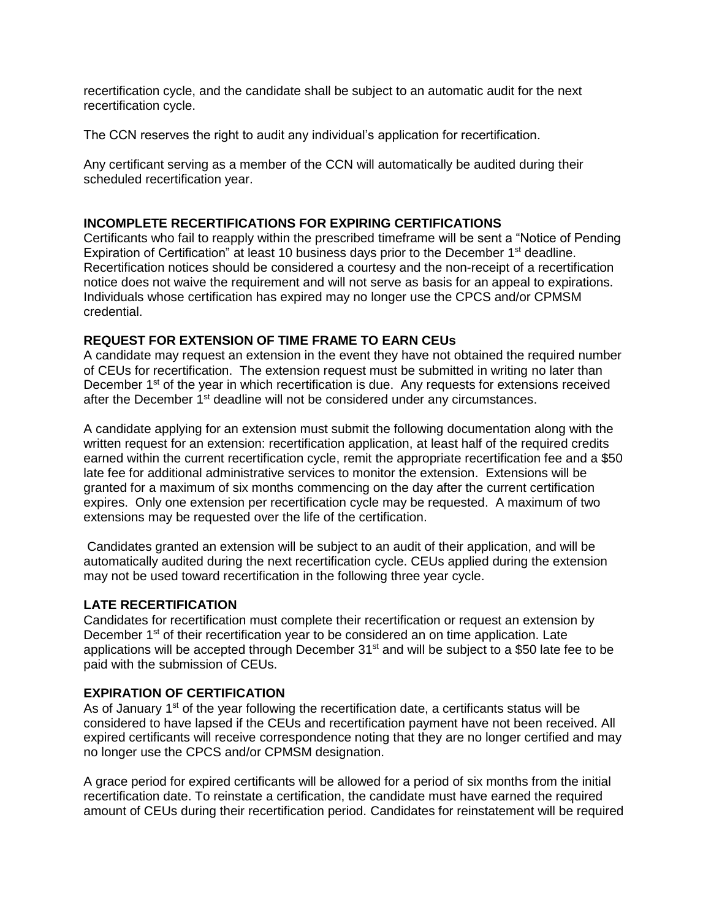recertification cycle, and the candidate shall be subject to an automatic audit for the next recertification cycle.

The CCN reserves the right to audit any individual's application for recertification.

Any certificant serving as a member of the CCN will automatically be audited during their scheduled recertification year.

**INCOMPLETE RECERTIFICATIONS FOR EXPIRING CERTIFICATIONS**

Certificants who fail to reapply within the prescribed timeframe will be sent a "Notice of Pending Expiration of Certification" at least 10 business days prior to the December 1st deadline. Recertification notices should be considered a courtesy and the non-receipt of a recertification notice does not waive the requirement and will not serve as basis for an appeal to expirations. Individuals whose certification has expired may no longer use the CPCS and/or CPMSM credential.

**REQUEST FOR EXTENSION OF TIME FRAME TO EARN CEUs**

A candidate may request an extension in the event they have not obtained the required number of CEUs for recertification. The extension request must be submitted in writing no later than December 1st of the year in which recertification is due. Any requests for extensions received after the December 1st deadline will not be considered under any circumstances.

A candidate applying for an extension must submit the following documentation along with the written request for an extension: recertification application, at least half of the required credits earned within the current recertification cycle, remit the appropriate recertification fee and a $50 late fee for additional administrative services to monitor the extension. Extensions will be granted for a maximum of six months commencing on the day after the current certification expires. Only one extension per recertification cycle may be requested. A maximum of two extensions may be requested over the life of the certification.

Candidates granted an extension will be subject to an audit of their application, and will be automatically audited during the next recertification cycle. CEUs applied during the extension may not be used toward recertification in the following three year cycle.

**LATE RECERTIFICATION**

Candidates for recertification must complete their recertification or request an extension by December 1st of their recertification year to be considered an on time application. Late applications will be accepted through December 31st and will be subject to a $50 late fee to be paid with the submission of CEUs.

**EXPIRATION OF CERTIFICATION**

As of January 1st of the year following the recertification date, a certificants status will be considered to have lapsed if the CEUs and recertification payment have not been received. All expired certificants will receive correspondence noting that they are no longer certified and may no longer use the CPCS and/or CPMSM designation.

A grace period for expired certificants will be allowed for a period of six months from the initial recertification date. To reinstate a certification, the candidate must have earned the required amount of CEUs during their recertification period. Candidates for reinstatement will be required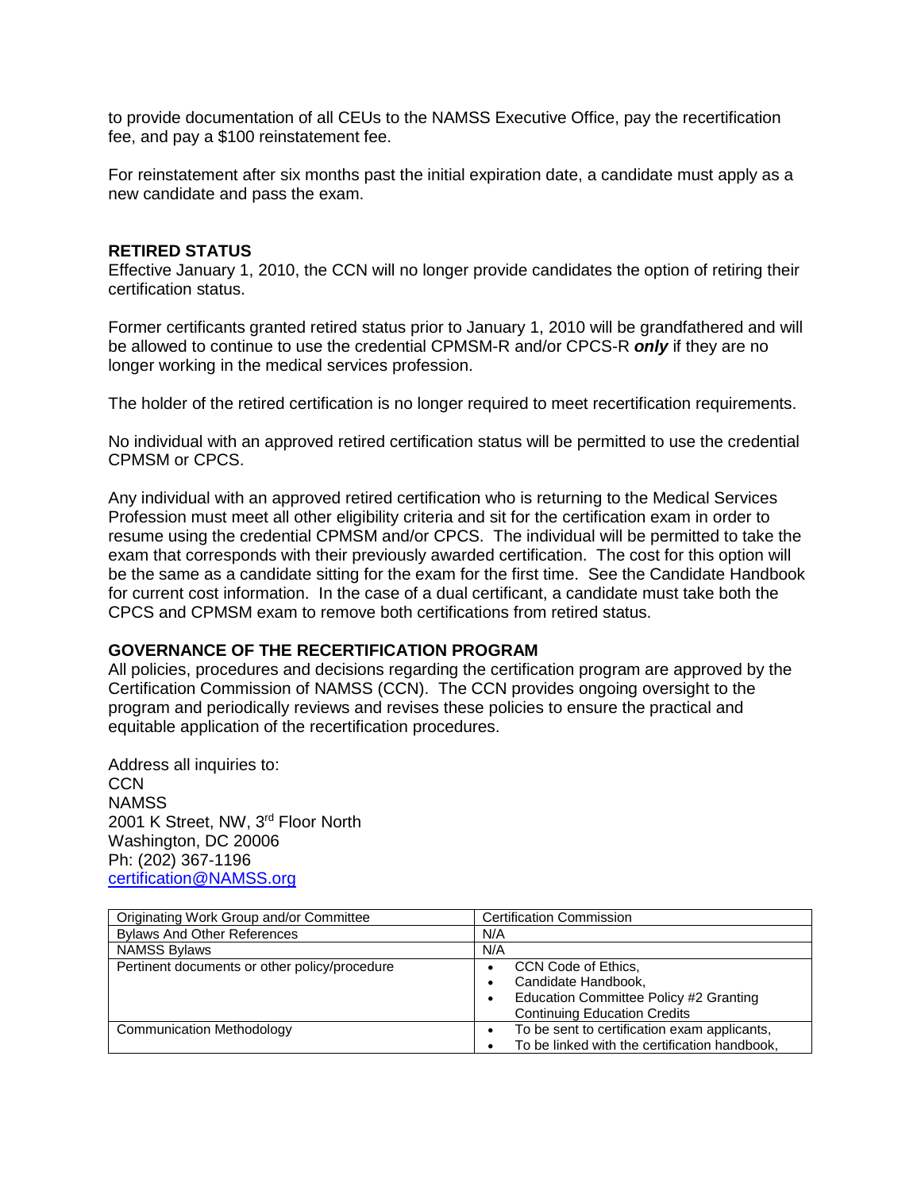to provide documentation of all CEUs to the NAMSS Executive Office, pay the recertification fee, and pay a $100 reinstatement fee.

For reinstatement after six months past the initial expiration date, a candidate must apply as a new candidate and pass the exam.

**RETIRED STATUS**

Effective January 1, 2010, the CCN will no longer provide candidates the option of retiring their certification status.

Former certificants granted retired status prior to January 1, 2010 will be grandfathered and will be allowed to continue to use the credential CPMSM-R and/or CPCS-R ***only*** if they are no longer working in the medical services profession.

The holder of the retired certification is no longer required to meet recertification requirements.

No individual with an approved retired certification status will be permitted to use the credential CPMSM or CPCS.

Any individual with an approved retired certification who is returning to the Medical Services Profession must meet all other eligibility criteria and sit for the certification exam in order to resume using the credential CPMSM and/or CPCS. The individual will be permitted to take the exam that corresponds with their previously awarded certification. The cost for this option will be the same as a candidate sitting for the exam for the first time. See the Candidate Handbook for current cost information. In the case of a dual certificant, a candidate must take both the CPCS and CPMSM exam to remove both certifications from retired status.

**GOVERNANCE OF THE RECERTIFICATION PROGRAM**

All policies, procedures and decisions regarding the certification program are approved by the Certification Commission of NAMSS (CCN). The CCN provides ongoing oversight to the program and periodically reviews and revises these policies to ensure the practical and equitable application of the recertification procedures.

Address all inquiries to:
CCN
NAMSS
2001 K Street, NW, 3rd Floor North
Washington, DC 20006
Ph: (202) 367-1196
certification@NAMSS.org

| Originating Work Group and/or Committee | Certification Commission |
|---|---|
| Bylaws And Other References | N/A |
| NAMSS Bylaws | N/A |
| Pertinent documents or other policy/procedure | • CCN Code of Ethics,<br>• Candidate Handbook,<br>• Education Committee Policy #2 Granting Continuing Education Credits |
| Communication Methodology | • To be sent to certification exam applicants,<br>• To be linked with the certification handbook, |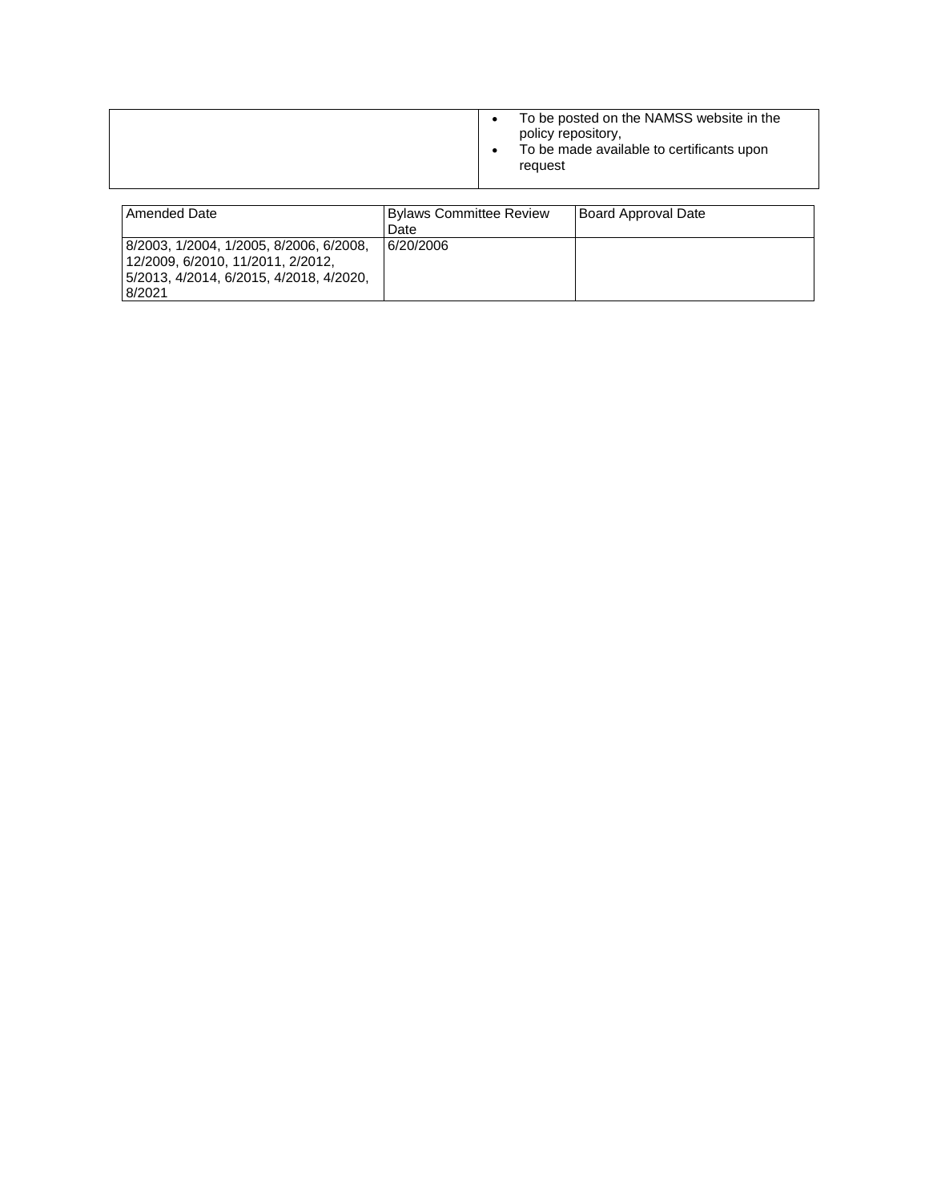| | |
|---|---|
| | • To be posted on the NAMSS website in the policy repository,<br>• To be made available to certificants upon request |

| Amended Date | Bylaws Committee Review Date | Board Approval Date |
|---|---|---|
| 8/2003, 1/2004, 1/2005, 8/2006, 6/2008, 12/2009, 6/2010, 11/2011, 2/2012, 5/2013, 4/2014, 6/2015, 4/2018, 4/2020, 8/2021 | 6/20/2006 | |